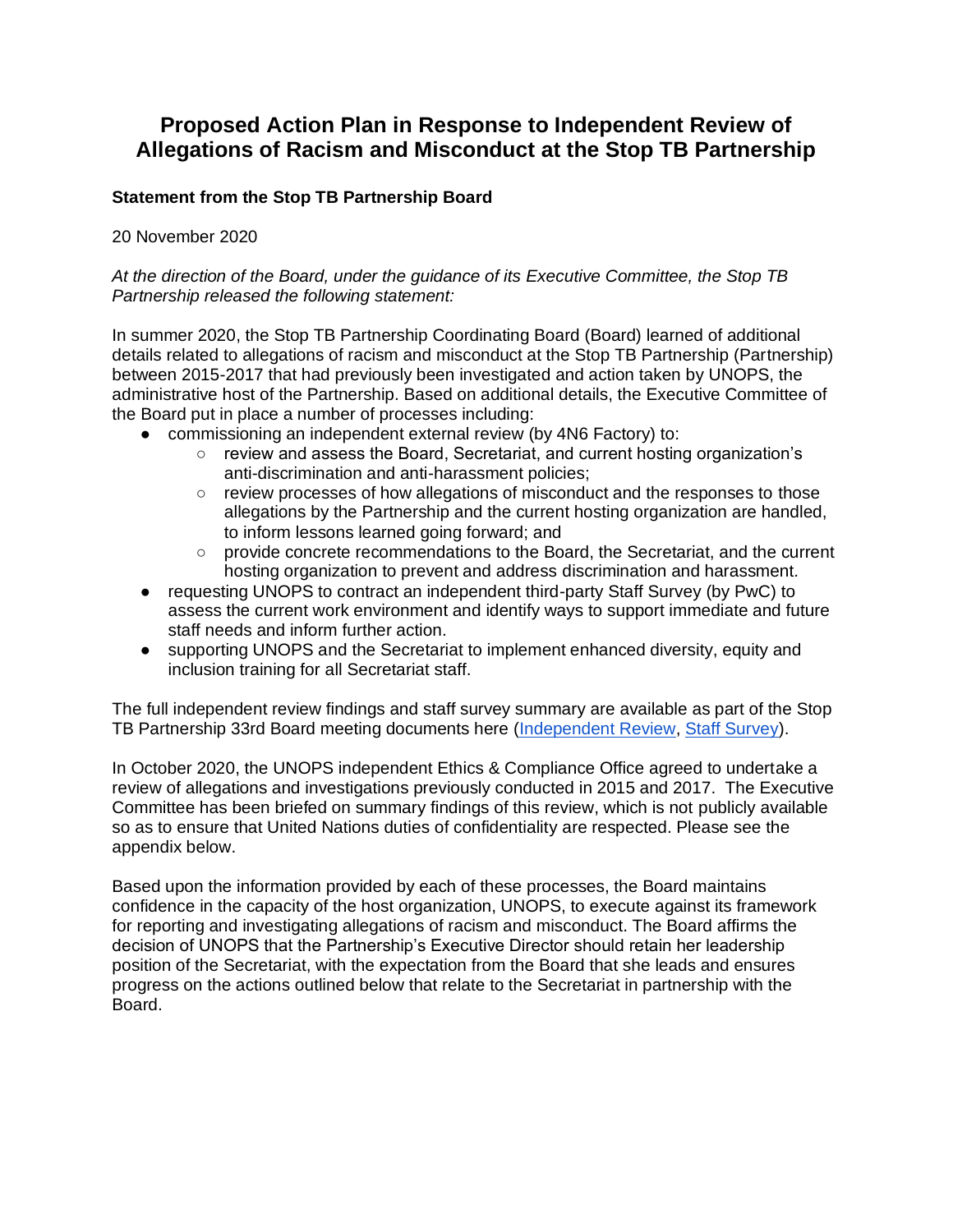# Proposed Action Plan in Response to Independent Review of Allegations of Racism and Misconduct at the Stop TB Partnership

**Statement from the Stop TB Partnership Board**

20 November 2020

*At the direction of the Board, under the guidance of its Executive Committee, the Stop TB Partnership released the following statement:*

In summer 2020, the Stop TB Partnership Coordinating Board (Board) learned of additional details related to allegations of racism and misconduct at the Stop TB Partnership (Partnership) between 2015-2017 that had previously been investigated and action taken by UNOPS, the administrative host of the Partnership. Based on additional details, the Executive Committee of the Board put in place a number of processes including:

- commissioning an independent external review (by 4N6 Factory) to:
  - review and assess the Board, Secretariat, and current hosting organization's anti-discrimination and anti-harassment policies;
  - review processes of how allegations of misconduct and the responses to those allegations by the Partnership and the current hosting organization are handled, to inform lessons learned going forward; and
  - provide concrete recommendations to the Board, the Secretariat, and the current hosting organization to prevent and address discrimination and harassment.
- requesting UNOPS to contract an independent third-party Staff Survey (by PwC) to assess the current work environment and identify ways to support immediate and future staff needs and inform further action.
- supporting UNOPS and the Secretariat to implement enhanced diversity, equity and inclusion training for all Secretariat staff.

The full independent review findings and staff survey summary are available as part of the Stop TB Partnership 33rd Board meeting documents here (Independent Review, Staff Survey).

In October 2020, the UNOPS independent Ethics & Compliance Office agreed to undertake a review of allegations and investigations previously conducted in 2015 and 2017. The Executive Committee has been briefed on summary findings of this review, which is not publicly available so as to ensure that United Nations duties of confidentiality are respected. Please see the appendix below.

Based upon the information provided by each of these processes, the Board maintains confidence in the capacity of the host organization, UNOPS, to execute against its framework for reporting and investigating allegations of racism and misconduct. The Board affirms the decision of UNOPS that the Partnership's Executive Director should retain her leadership position of the Secretariat, with the expectation from the Board that she leads and ensures progress on the actions outlined below that relate to the Secretariat in partnership with the Board.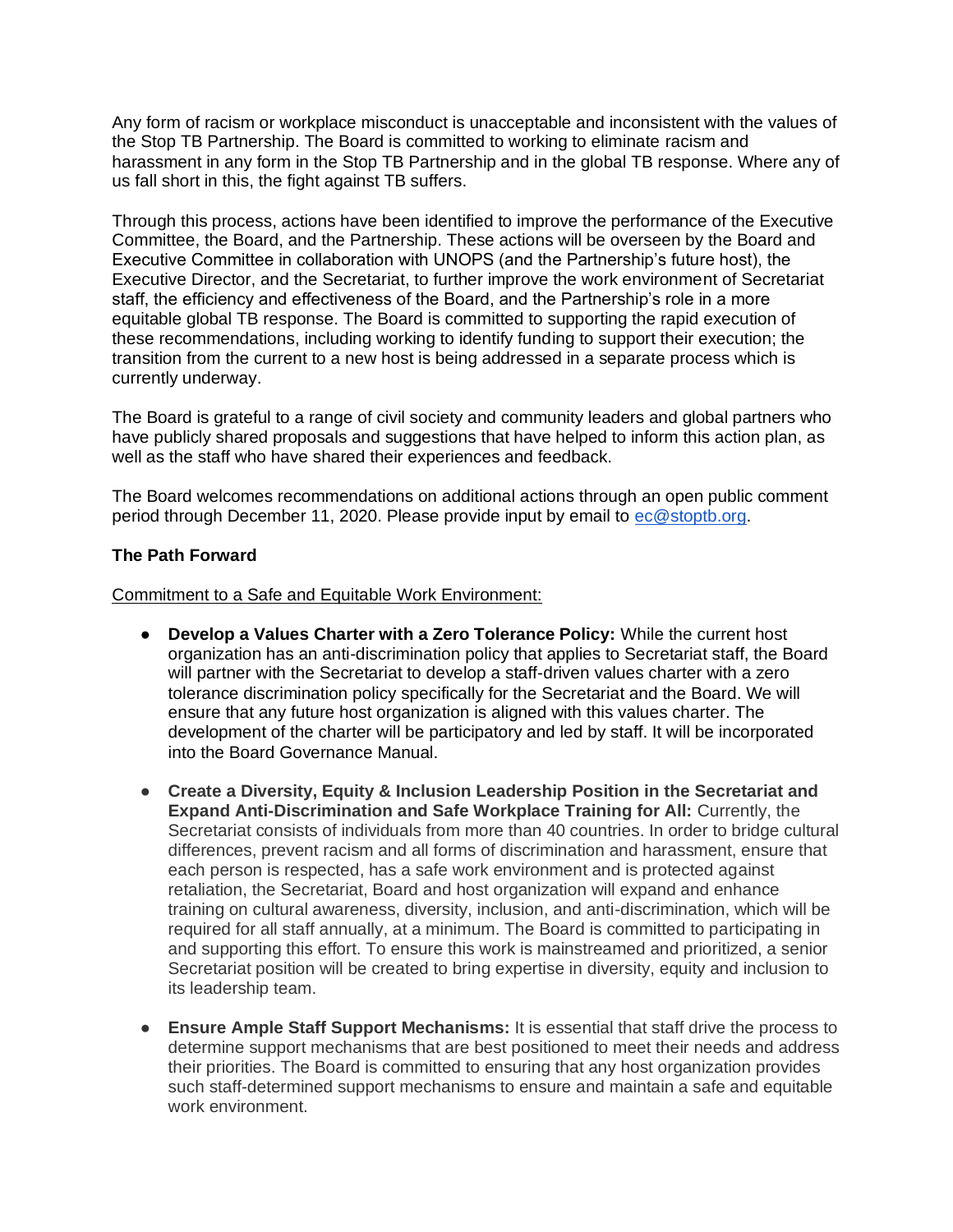Any form of racism or workplace misconduct is unacceptable and inconsistent with the values of the Stop TB Partnership. The Board is committed to working to eliminate racism and harassment in any form in the Stop TB Partnership and in the global TB response. Where any of us fall short in this, the fight against TB suffers.

Through this process, actions have been identified to improve the performance of the Executive Committee, the Board, and the Partnership. These actions will be overseen by the Board and Executive Committee in collaboration with UNOPS (and the Partnership's future host), the Executive Director, and the Secretariat, to further improve the work environment of Secretariat staff, the efficiency and effectiveness of the Board, and the Partnership's role in a more equitable global TB response. The Board is committed to supporting the rapid execution of these recommendations, including working to identify funding to support their execution; the transition from the current to a new host is being addressed in a separate process which is currently underway.

The Board is grateful to a range of civil society and community leaders and global partners who have publicly shared proposals and suggestions that have helped to inform this action plan, as well as the staff who have shared their experiences and feedback.

The Board welcomes recommendations on additional actions through an open public comment period through December 11, 2020. Please provide input by email to [ec@stoptb.org](mailto:ec@stoptb.org).

**The Path Forward**

Commitment to a Safe and Equitable Work Environment:

- **Develop a Values Charter with a Zero Tolerance Policy:** While the current host organization has an anti-discrimination policy that applies to Secretariat staff, the Board will partner with the Secretariat to develop a staff-driven values charter with a zero tolerance discrimination policy specifically for the Secretariat and the Board. We will ensure that any future host organization is aligned with this values charter. The development of the charter will be participatory and led by staff. It will be incorporated into the Board Governance Manual.

- **Create a Diversity, Equity & Inclusion Leadership Position in the Secretariat and Expand Anti-Discrimination and Safe Workplace Training for All:** Currently, the Secretariat consists of individuals from more than 40 countries. In order to bridge cultural differences, prevent racism and all forms of discrimination and harassment, ensure that each person is respected, has a safe work environment and is protected against retaliation, the Secretariat, Board and host organization will expand and enhance training on cultural awareness, diversity, inclusion, and anti-discrimination, which will be required for all staff annually, at a minimum. The Board is committed to participating in and supporting this effort. To ensure this work is mainstreamed and prioritized, a senior Secretariat position will be created to bring expertise in diversity, equity and inclusion to its leadership team.

- **Ensure Ample Staff Support Mechanisms:** It is essential that staff drive the process to determine support mechanisms that are best positioned to meet their needs and address their priorities. The Board is committed to ensuring that any host organization provides such staff-determined support mechanisms to ensure and maintain a safe and equitable work environment.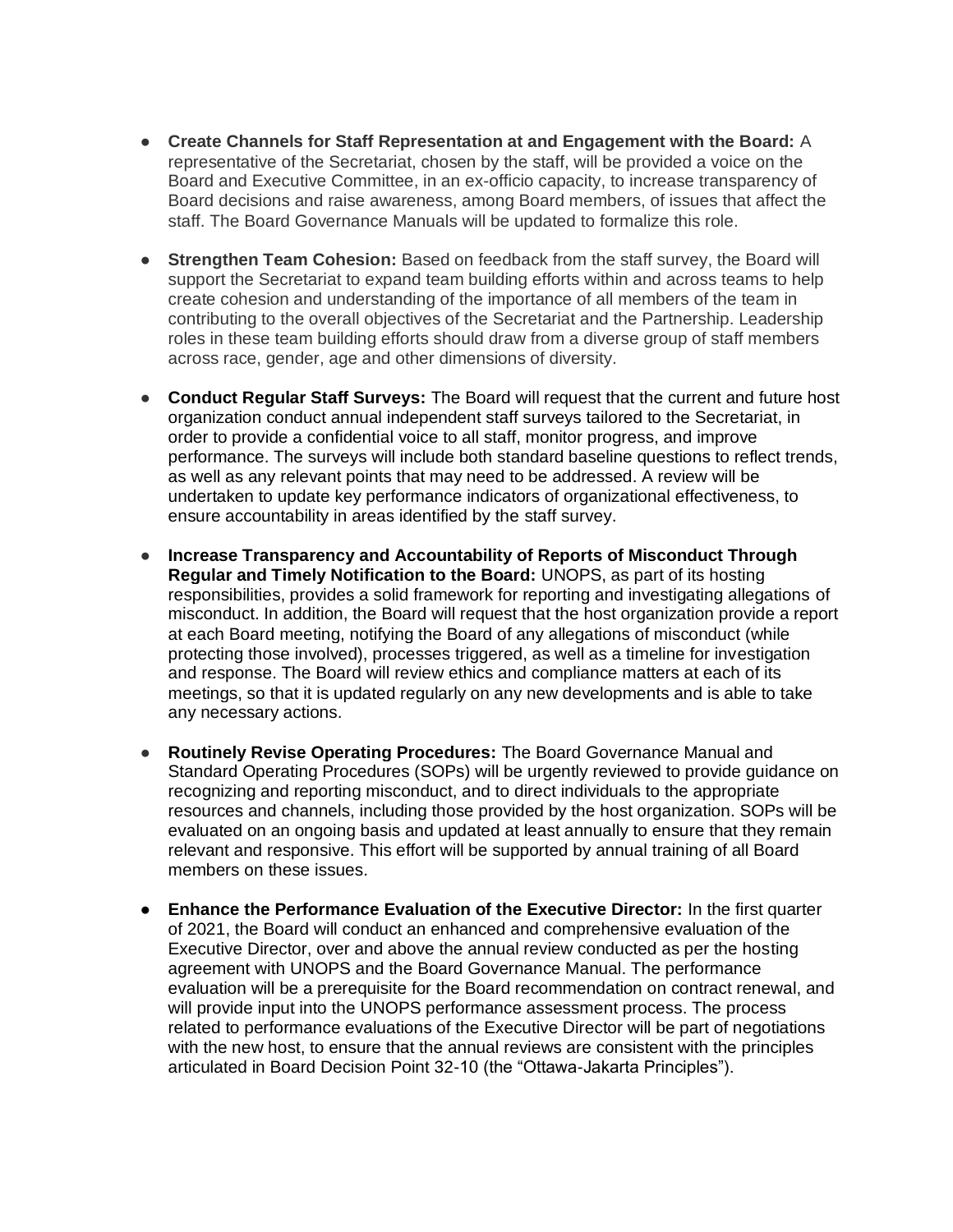- **Create Channels for Staff Representation at and Engagement with the Board:** A representative of the Secretariat, chosen by the staff, will be provided a voice on the Board and Executive Committee, in an ex-officio capacity, to increase transparency of Board decisions and raise awareness, among Board members, of issues that affect the staff. The Board Governance Manuals will be updated to formalize this role.

- **Strengthen Team Cohesion:** Based on feedback from the staff survey, the Board will support the Secretariat to expand team building efforts within and across teams to help create cohesion and understanding of the importance of all members of the team in contributing to the overall objectives of the Secretariat and the Partnership. Leadership roles in these team building efforts should draw from a diverse group of staff members across race, gender, age and other dimensions of diversity.

- **Conduct Regular Staff Surveys:** The Board will request that the current and future host organization conduct annual independent staff surveys tailored to the Secretariat, in order to provide a confidential voice to all staff, monitor progress, and improve performance. The surveys will include both standard baseline questions to reflect trends, as well as any relevant points that may need to be addressed. A review will be undertaken to update key performance indicators of organizational effectiveness, to ensure accountability in areas identified by the staff survey.

- **Increase Transparency and Accountability of Reports of Misconduct Through Regular and Timely Notification to the Board:** UNOPS, as part of its hosting responsibilities, provides a solid framework for reporting and investigating allegations of misconduct. In addition, the Board will request that the host organization provide a report at each Board meeting, notifying the Board of any allegations of misconduct (while protecting those involved), processes triggered, as well as a timeline for investigation and response. The Board will review ethics and compliance matters at each of its meetings, so that it is updated regularly on any new developments and is able to take any necessary actions.

- **Routinely Revise Operating Procedures:** The Board Governance Manual and Standard Operating Procedures (SOPs) will be urgently reviewed to provide guidance on recognizing and reporting misconduct, and to direct individuals to the appropriate resources and channels, including those provided by the host organization. SOPs will be evaluated on an ongoing basis and updated at least annually to ensure that they remain relevant and responsive. This effort will be supported by annual training of all Board members on these issues.

- **Enhance the Performance Evaluation of the Executive Director:** In the first quarter of 2021, the Board will conduct an enhanced and comprehensive evaluation of the Executive Director, over and above the annual review conducted as per the hosting agreement with UNOPS and the Board Governance Manual. The performance evaluation will be a prerequisite for the Board recommendation on contract renewal, and will provide input into the UNOPS performance assessment process. The process related to performance evaluations of the Executive Director will be part of negotiations with the new host, to ensure that the annual reviews are consistent with the principles articulated in Board Decision Point 32-10 (the "Ottawa-Jakarta Principles").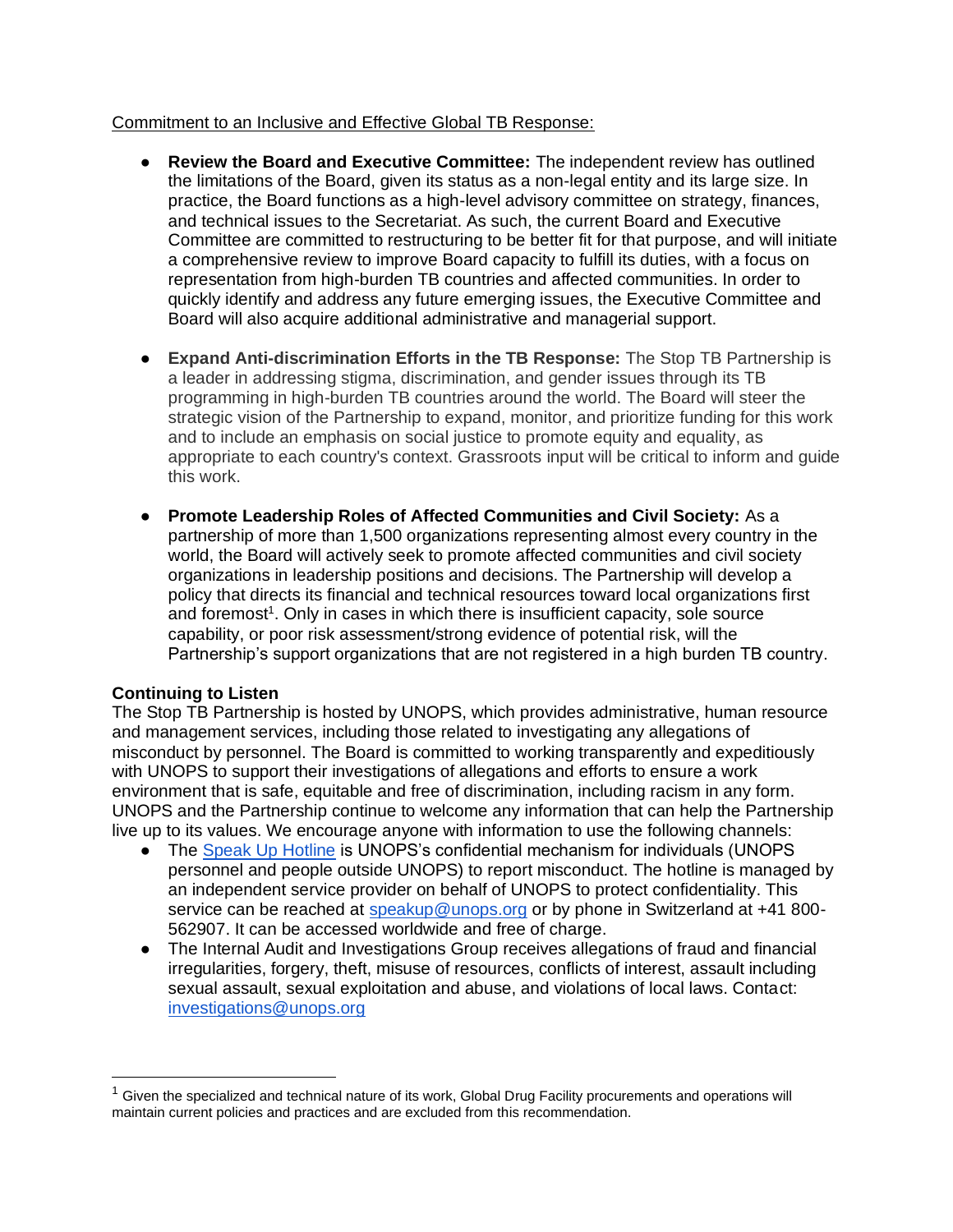Commitment to an Inclusive and Effective Global TB Response:

- **Review the Board and Executive Committee:** The independent review has outlined the limitations of the Board, given its status as a non-legal entity and its large size. In practice, the Board functions as a high-level advisory committee on strategy, finances, and technical issues to the Secretariat. As such, the current Board and Executive Committee are committed to restructuring to be better fit for that purpose, and will initiate a comprehensive review to improve Board capacity to fulfill its duties, with a focus on representation from high-burden TB countries and affected communities. In order to quickly identify and address any future emerging issues, the Executive Committee and Board will also acquire additional administrative and managerial support.

- **Expand Anti-discrimination Efforts in the TB Response:** The Stop TB Partnership is a leader in addressing stigma, discrimination, and gender issues through its TB programming in high-burden TB countries around the world. The Board will steer the strategic vision of the Partnership to expand, monitor, and prioritize funding for this work and to include an emphasis on social justice to promote equity and equality, as appropriate to each country's context. Grassroots input will be critical to inform and guide this work.

- **Promote Leadership Roles of Affected Communities and Civil Society:** As a partnership of more than 1,500 organizations representing almost every country in the world, the Board will actively seek to promote affected communities and civil society organizations in leadership positions and decisions. The Partnership will develop a policy that directs its financial and technical resources toward local organizations first and foremost[1]. Only in cases in which there is insufficient capacity, sole source capability, or poor risk assessment/strong evidence of potential risk, will the Partnership's support organizations that are not registered in a high burden TB country.

**Continuing to Listen**

The Stop TB Partnership is hosted by UNOPS, which provides administrative, human resource and management services, including those related to investigating any allegations of misconduct by personnel. The Board is committed to working transparently and expeditiously with UNOPS to support their investigations of allegations and efforts to ensure a work environment that is safe, equitable and free of discrimination, including racism in any form. UNOPS and the Partnership continue to welcome any information that can help the Partnership live up to its values. We encourage anyone with information to use the following channels:

- The Speak Up Hotline is UNOPS's confidential mechanism for individuals (UNOPS personnel and people outside UNOPS) to report misconduct. The hotline is managed by an independent service provider on behalf of UNOPS to protect confidentiality. This service can be reached at speakup@unops.org or by phone in Switzerland at +41 800-562907. It can be accessed worldwide and free of charge.
- The Internal Audit and Investigations Group receives allegations of fraud and financial irregularities, forgery, theft, misuse of resources, conflicts of interest, assault including sexual assault, sexual exploitation and abuse, and violations of local laws. Contact: investigations@unops.org

---

[1] Given the specialized and technical nature of its work, Global Drug Facility procurements and operations will maintain current policies and practices and are excluded from this recommendation.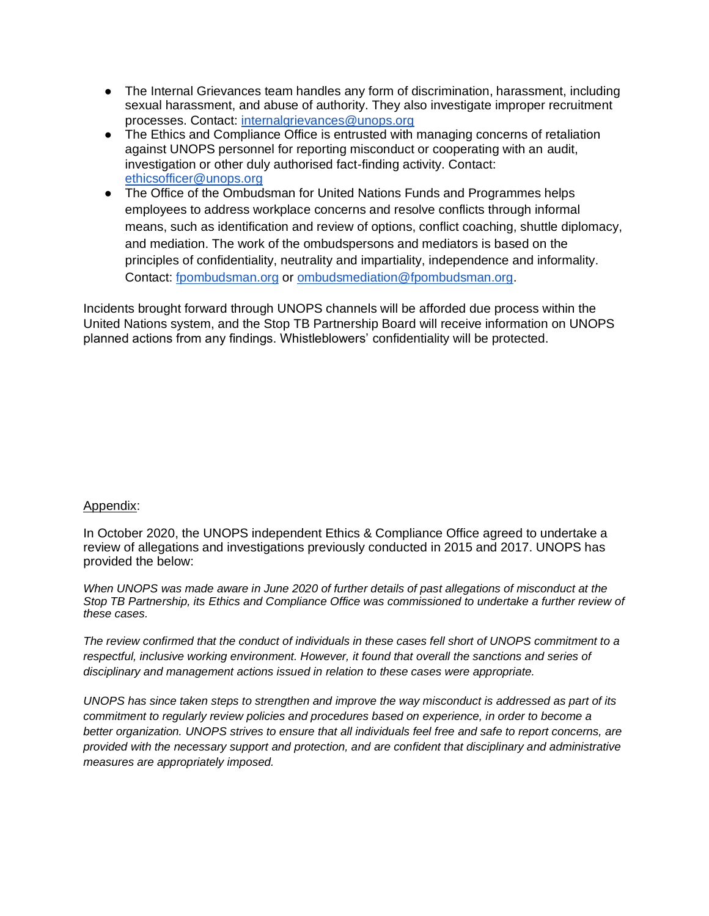- The Internal Grievances team handles any form of discrimination, harassment, including sexual harassment, and abuse of authority. They also investigate improper recruitment processes. Contact: internalgrievances@unops.org
- The Ethics and Compliance Office is entrusted with managing concerns of retaliation against UNOPS personnel for reporting misconduct or cooperating with an audit, investigation or other duly authorised fact-finding activity. Contact: ethicsofficer@unops.org
- The Office of the Ombudsman for United Nations Funds and Programmes helps employees to address workplace concerns and resolve conflicts through informal means, such as identification and review of options, conflict coaching, shuttle diplomacy, and mediation. The work of the ombudspersons and mediators is based on the principles of confidentiality, neutrality and impartiality, independence and informality. Contact: fpombudsman.org or ombudsmediation@fpombudsman.org.

Incidents brought forward through UNOPS channels will be afforded due process within the United Nations system, and the Stop TB Partnership Board will receive information on UNOPS planned actions from any findings. Whistleblowers' confidentiality will be protected.

Appendix:

In October 2020, the UNOPS independent Ethics & Compliance Office agreed to undertake a review of allegations and investigations previously conducted in 2015 and 2017. UNOPS has provided the below:

*When UNOPS was made aware in June 2020 of further details of past allegations of misconduct at the Stop TB Partnership, its Ethics and Compliance Office was commissioned to undertake a further review of these cases.*

*The review confirmed that the conduct of individuals in these cases fell short of UNOPS commitment to a respectful, inclusive working environment. However, it found that overall the sanctions and series of disciplinary and management actions issued in relation to these cases were appropriate.*

*UNOPS has since taken steps to strengthen and improve the way misconduct is addressed as part of its commitment to regularly review policies and procedures based on experience, in order to become a better organization. UNOPS strives to ensure that all individuals feel free and safe to report concerns, are provided with the necessary support and protection, and are confident that disciplinary and administrative measures are appropriately imposed.*